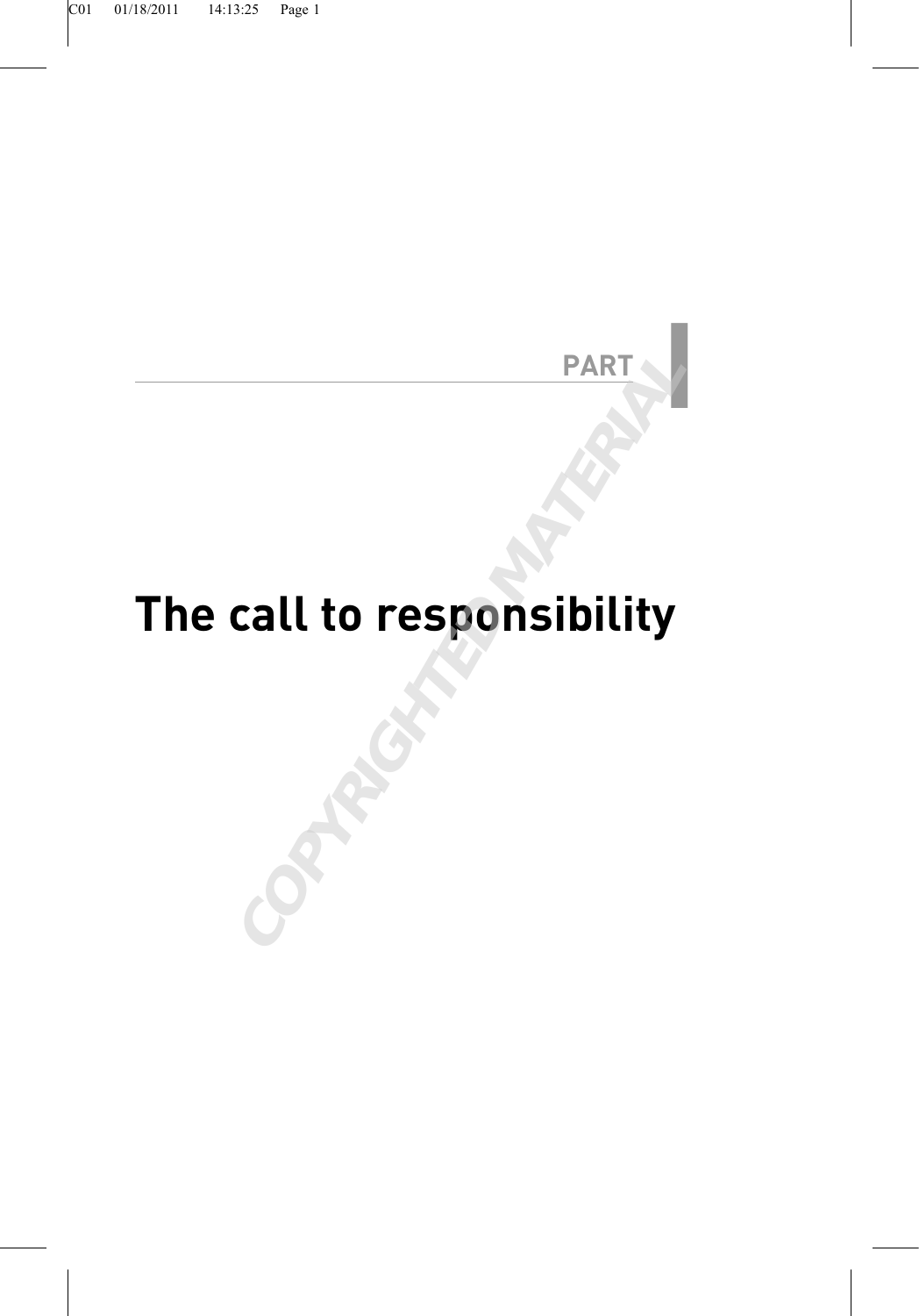PART I

# The call to responsibility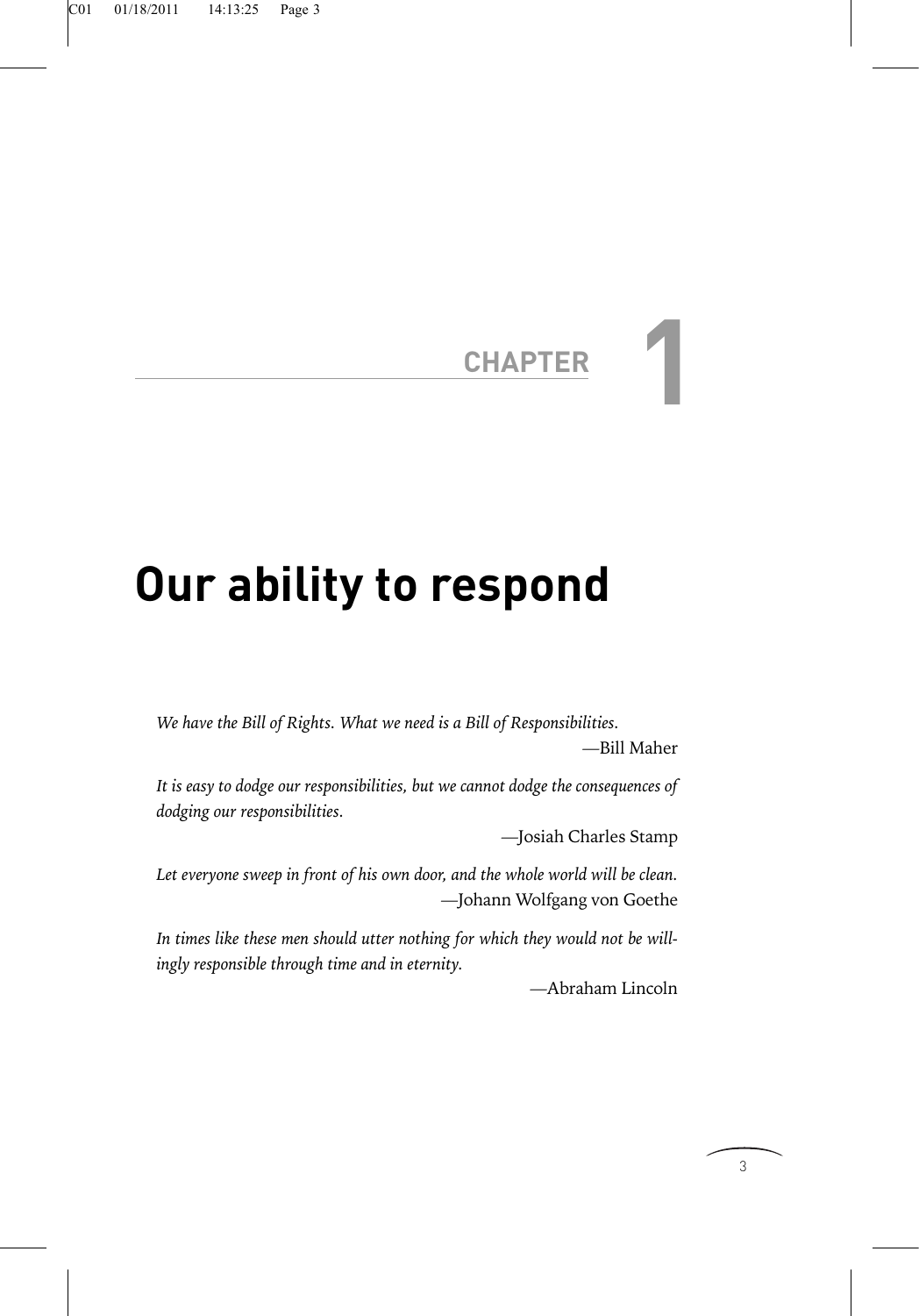# CHAPTER 1

# Our ability to respond

*We have the Bill of Rights. What we need is a Bill of Responsibilities.*

—Bill Maher

*It is easy to dodge our responsibilities, but we cannot dodge the consequences of dodging our responsibilities.*

—Josiah Charles Stamp

*Let everyone sweep in front of his own door, and the whole world will be clean.*

—Johann Wolfgang von Goethe

*In times like these men should utter nothing for which they would not be willingly responsible through time and in eternity.*

—Abraham Lincoln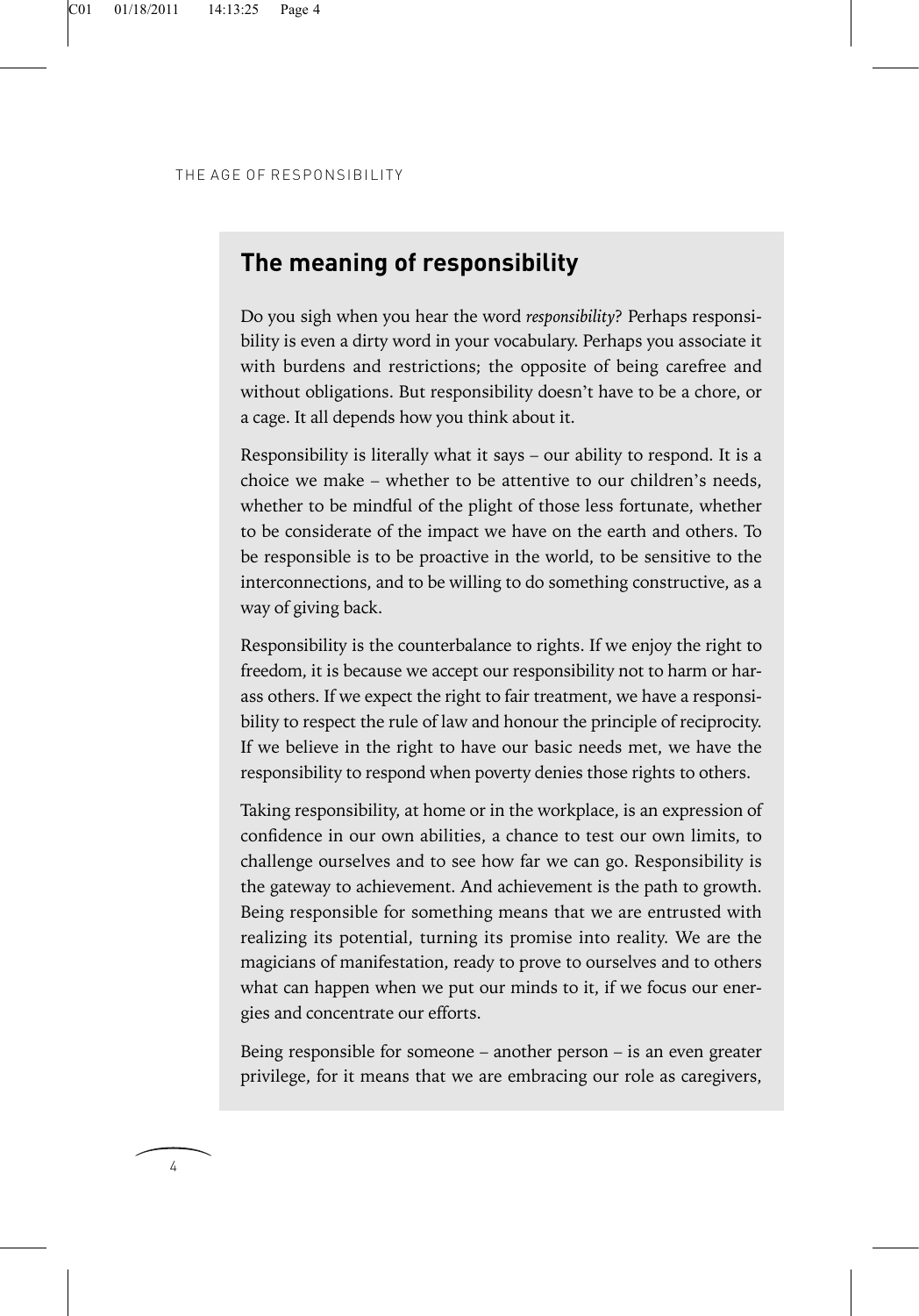## The meaning of responsibility

Do you sigh when you hear the word *responsibility*? Perhaps responsibility is even a dirty word in your vocabulary. Perhaps you associate it with burdens and restrictions; the opposite of being carefree and without obligations. But responsibility doesn't have to be a chore, or a cage. It all depends how you think about it.

Responsibility is literally what it says – our ability to respond. It is a choice we make – whether to be attentive to our children's needs, whether to be mindful of the plight of those less fortunate, whether to be considerate of the impact we have on the earth and others. To be responsible is to be proactive in the world, to be sensitive to the interconnections, and to be willing to do something constructive, as a way of giving back.

Responsibility is the counterbalance to rights. If we enjoy the right to freedom, it is because we accept our responsibility not to harm or harass others. If we expect the right to fair treatment, we have a responsibility to respect the rule of law and honour the principle of reciprocity. If we believe in the right to have our basic needs met, we have the responsibility to respond when poverty denies those rights to others.

Taking responsibility, at home or in the workplace, is an expression of confidence in our own abilities, a chance to test our own limits, to challenge ourselves and to see how far we can go. Responsibility is the gateway to achievement. And achievement is the path to growth. Being responsible for something means that we are entrusted with realizing its potential, turning its promise into reality. We are the magicians of manifestation, ready to prove to ourselves and to others what can happen when we put our minds to it, if we focus our energies and concentrate our efforts.

Being responsible for someone – another person – is an even greater privilege, for it means that we are embracing our role as caregivers,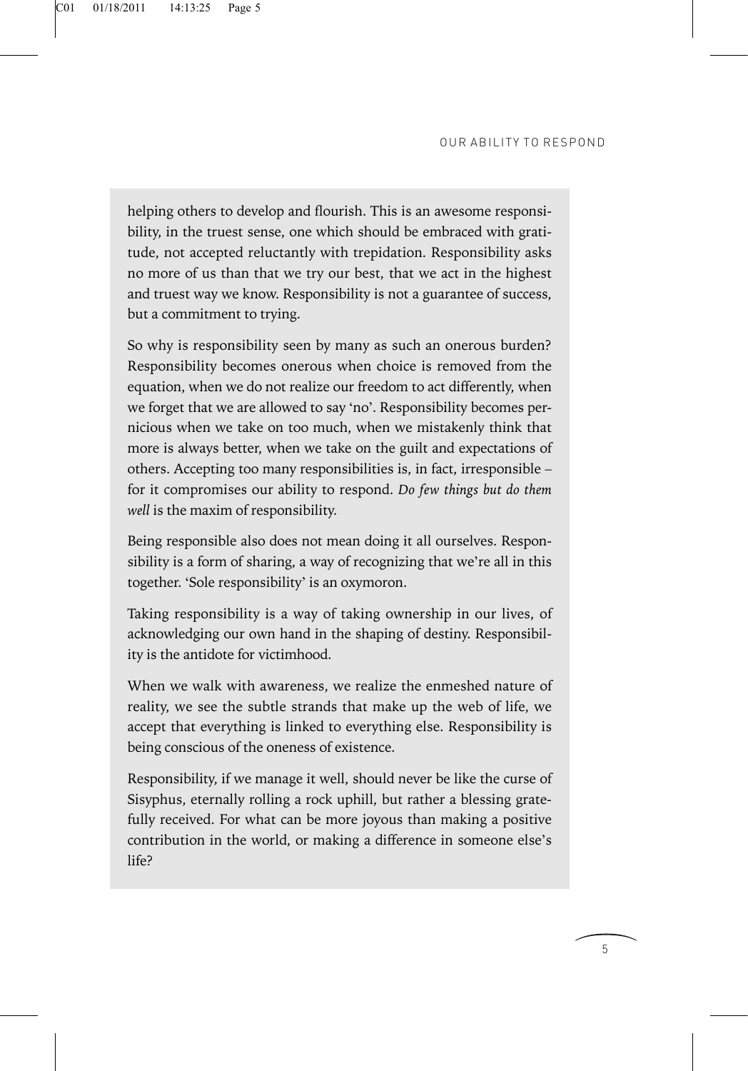helping others to develop and flourish. This is an awesome responsibility, in the truest sense, one which should be embraced with gratitude, not accepted reluctantly with trepidation. Responsibility asks no more of us than that we try our best, that we act in the highest and truest way we know. Responsibility is not a guarantee of success, but a commitment to trying.

So why is responsibility seen by many as such an onerous burden? Responsibility becomes onerous when choice is removed from the equation, when we do not realize our freedom to act differently, when we forget that we are allowed to say 'no'. Responsibility becomes pernicious when we take on too much, when we mistakenly think that more is always better, when we take on the guilt and expectations of others. Accepting too many responsibilities is, in fact, irresponsible – for it compromises our ability to respond. *Do few things but do them well* is the maxim of responsibility.

Being responsible also does not mean doing it all ourselves. Responsibility is a form of sharing, a way of recognizing that we're all in this together. 'Sole responsibility' is an oxymoron.

Taking responsibility is a way of taking ownership in our lives, of acknowledging our own hand in the shaping of destiny. Responsibility is the antidote for victimhood.

When we walk with awareness, we realize the enmeshed nature of reality, we see the subtle strands that make up the web of life, we accept that everything is linked to everything else. Responsibility is being conscious of the oneness of existence.

Responsibility, if we manage it well, should never be like the curse of Sisyphus, eternally rolling a rock uphill, but rather a blessing gratefully received. For what can be more joyous than making a positive contribution in the world, or making a difference in someone else's life?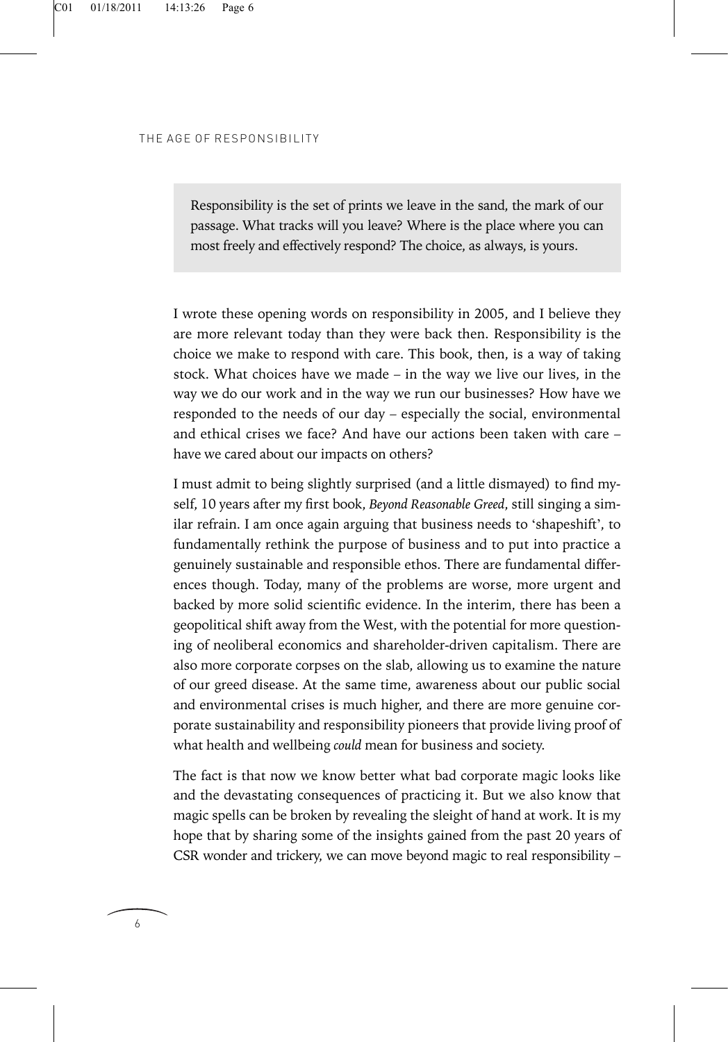> Responsibility is the set of prints we leave in the sand, the mark of our passage. What tracks will you leave? Where is the place where you can most freely and effectively respond? The choice, as always, is yours.

I wrote these opening words on responsibility in 2005, and I believe they are more relevant today than they were back then. Responsibility is the choice we make to respond with care. This book, then, is a way of taking stock. What choices have we made – in the way we live our lives, in the way we do our work and in the way we run our businesses? How have we responded to the needs of our day – especially the social, environmental and ethical crises we face? And have our actions been taken with care – have we cared about our impacts on others?

I must admit to being slightly surprised (and a little dismayed) to find myself, 10 years after my first book, *Beyond Reasonable Greed*, still singing a similar refrain. I am once again arguing that business needs to 'shapeshift', to fundamentally rethink the purpose of business and to put into practice a genuinely sustainable and responsible ethos. There are fundamental differences though. Today, many of the problems are worse, more urgent and backed by more solid scientific evidence. In the interim, there has been a geopolitical shift away from the West, with the potential for more questioning of neoliberal economics and shareholder-driven capitalism. There are also more corporate corpses on the slab, allowing us to examine the nature of our greed disease. At the same time, awareness about our public social and environmental crises is much higher, and there are more genuine corporate sustainability and responsibility pioneers that provide living proof of what health and wellbeing *could* mean for business and society.

The fact is that now we know better what bad corporate magic looks like and the devastating consequences of practicing it. But we also know that magic spells can be broken by revealing the sleight of hand at work. It is my hope that by sharing some of the insights gained from the past 20 years of CSR wonder and trickery, we can move beyond magic to real responsibility –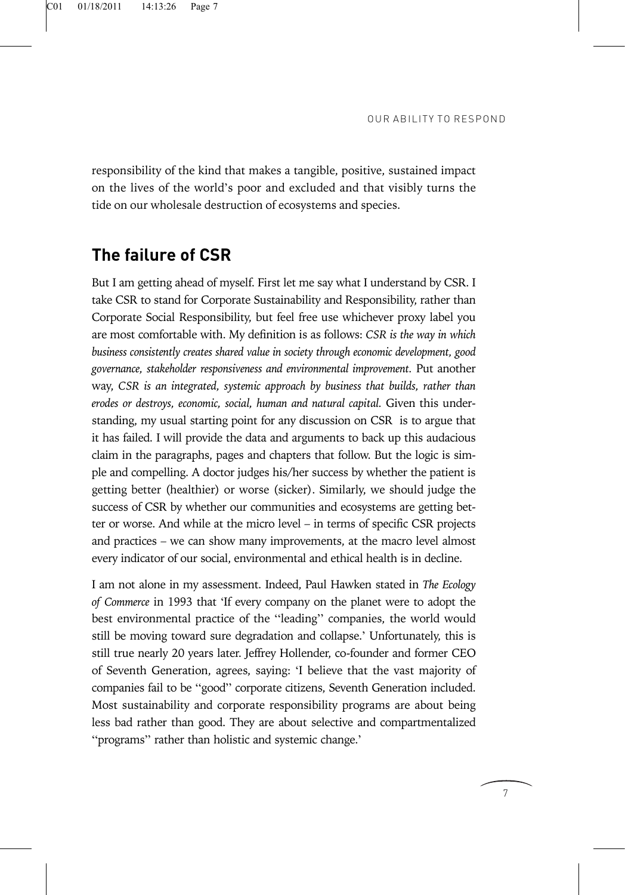responsibility of the kind that makes a tangible, positive, sustained impact on the lives of the world's poor and excluded and that visibly turns the tide on our wholesale destruction of ecosystems and species.

## The failure of CSR

But I am getting ahead of myself. First let me say what I understand by CSR. I take CSR to stand for Corporate Sustainability and Responsibility, rather than Corporate Social Responsibility, but feel free use whichever proxy label you are most comfortable with. My definition is as follows: *CSR is the way in which business consistently creates shared value in society through economic development, good governance, stakeholder responsiveness and environmental improvement*. Put another way, *CSR is an integrated, systemic approach by business that builds, rather than erodes or destroys, economic, social, human and natural capital*. Given this understanding, my usual starting point for any discussion on CSR is to argue that it has failed. I will provide the data and arguments to back up this audacious claim in the paragraphs, pages and chapters that follow. But the logic is simple and compelling. A doctor judges his/her success by whether the patient is getting better (healthier) or worse (sicker). Similarly, we should judge the success of CSR by whether our communities and ecosystems are getting better or worse. And while at the micro level – in terms of specific CSR projects and practices – we can show many improvements, at the macro level almost every indicator of our social, environmental and ethical health is in decline.

I am not alone in my assessment. Indeed, Paul Hawken stated in *The Ecology of Commerce* in 1993 that 'If every company on the planet were to adopt the best environmental practice of the ''leading'' companies, the world would still be moving toward sure degradation and collapse.' Unfortunately, this is still true nearly 20 years later. Jeffrey Hollender, co-founder and former CEO of Seventh Generation, agrees, saying: 'I believe that the vast majority of companies fail to be ''good'' corporate citizens, Seventh Generation included. Most sustainability and corporate responsibility programs are about being less bad rather than good. They are about selective and compartmentalized ''programs'' rather than holistic and systemic change.'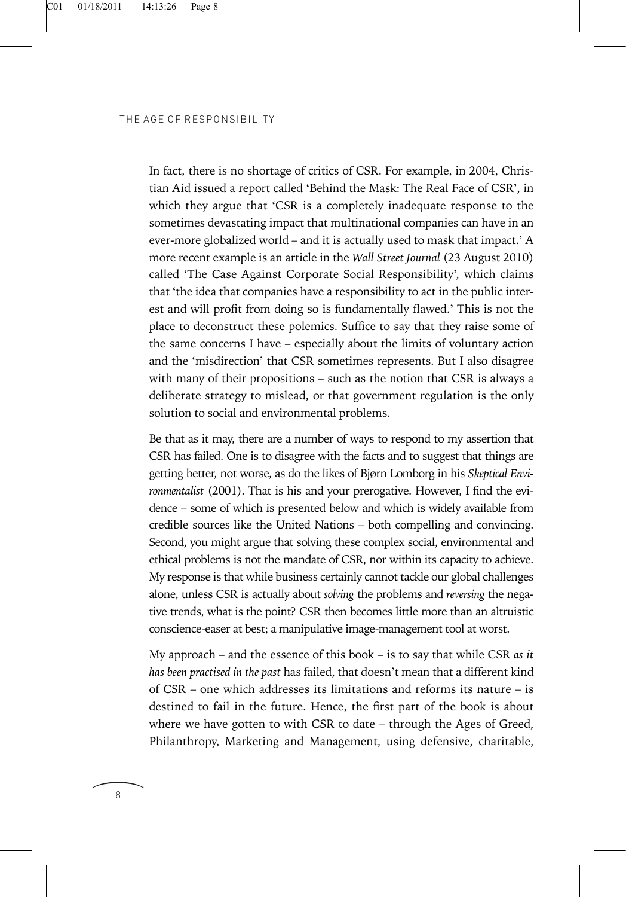In fact, there is no shortage of critics of CSR. For example, in 2004, Christian Aid issued a report called 'Behind the Mask: The Real Face of CSR', in which they argue that 'CSR is a completely inadequate response to the sometimes devastating impact that multinational companies can have in an ever-more globalized world – and it is actually used to mask that impact.' A more recent example is an article in the *Wall Street Journal* (23 August 2010) called 'The Case Against Corporate Social Responsibility', which claims that 'the idea that companies have a responsibility to act in the public interest and will profit from doing so is fundamentally flawed.' This is not the place to deconstruct these polemics. Suffice to say that they raise some of the same concerns I have – especially about the limits of voluntary action and the 'misdirection' that CSR sometimes represents. But I also disagree with many of their propositions – such as the notion that CSR is always a deliberate strategy to mislead, or that government regulation is the only solution to social and environmental problems.

Be that as it may, there are a number of ways to respond to my assertion that CSR has failed. One is to disagree with the facts and to suggest that things are getting better, not worse, as do the likes of Bjørn Lomborg in his *Skeptical Environmentalist* (2001). That is his and your prerogative. However, I find the evidence – some of which is presented below and which is widely available from credible sources like the United Nations – both compelling and convincing. Second, you might argue that solving these complex social, environmental and ethical problems is not the mandate of CSR, nor within its capacity to achieve. My response is that while business certainly cannot tackle our global challenges alone, unless CSR is actually about *solving* the problems and *reversing* the negative trends, what is the point? CSR then becomes little more than an altruistic conscience-easer at best; a manipulative image-management tool at worst.

My approach – and the essence of this book – is to say that while CSR *as it has been practised in the past* has failed, that doesn't mean that a different kind of CSR – one which addresses its limitations and reforms its nature – is destined to fail in the future. Hence, the first part of the book is about where we have gotten to with CSR to date – through the Ages of Greed, Philanthropy, Marketing and Management, using defensive, charitable,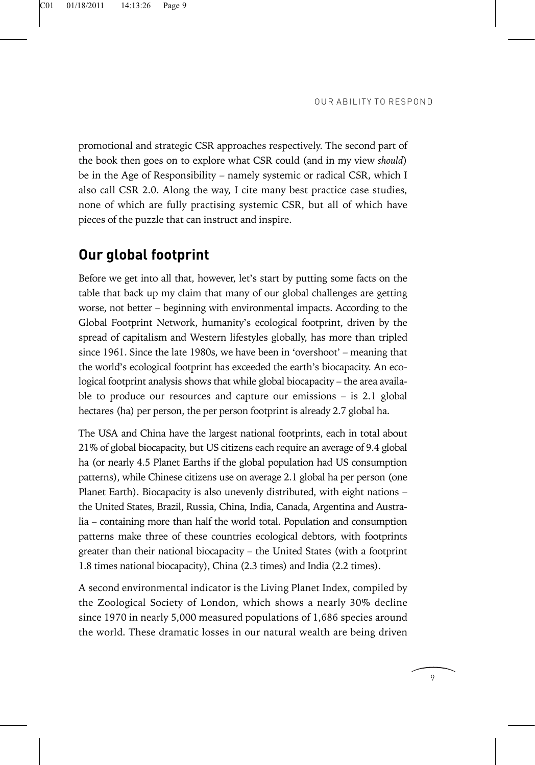promotional and strategic CSR approaches respectively. The second part of the book then goes on to explore what CSR could (and in my view *should*) be in the Age of Responsibility – namely systemic or radical CSR, which I also call CSR 2.0. Along the way, I cite many best practice case studies, none of which are fully practising systemic CSR, but all of which have pieces of the puzzle that can instruct and inspire.

## Our global footprint

Before we get into all that, however, let's start by putting some facts on the table that back up my claim that many of our global challenges are getting worse, not better – beginning with environmental impacts. According to the Global Footprint Network, humanity's ecological footprint, driven by the spread of capitalism and Western lifestyles globally, has more than tripled since 1961. Since the late 1980s, we have been in 'overshoot' – meaning that the world's ecological footprint has exceeded the earth's biocapacity. An ecological footprint analysis shows that while global biocapacity – the area available to produce our resources and capture our emissions – is 2.1 global hectares (ha) per person, the per person footprint is already 2.7 global ha.

The USA and China have the largest national footprints, each in total about 21% of global biocapacity, but US citizens each require an average of 9.4 global ha (or nearly 4.5 Planet Earths if the global population had US consumption patterns), while Chinese citizens use on average 2.1 global ha per person (one Planet Earth). Biocapacity is also unevenly distributed, with eight nations – the United States, Brazil, Russia, China, India, Canada, Argentina and Australia – containing more than half the world total. Population and consumption patterns make three of these countries ecological debtors, with footprints greater than their national biocapacity – the United States (with a footprint 1.8 times national biocapacity), China (2.3 times) and India (2.2 times).

A second environmental indicator is the Living Planet Index, compiled by the Zoological Society of London, which shows a nearly 30% decline since 1970 in nearly 5,000 measured populations of 1,686 species around the world. These dramatic losses in our natural wealth are being driven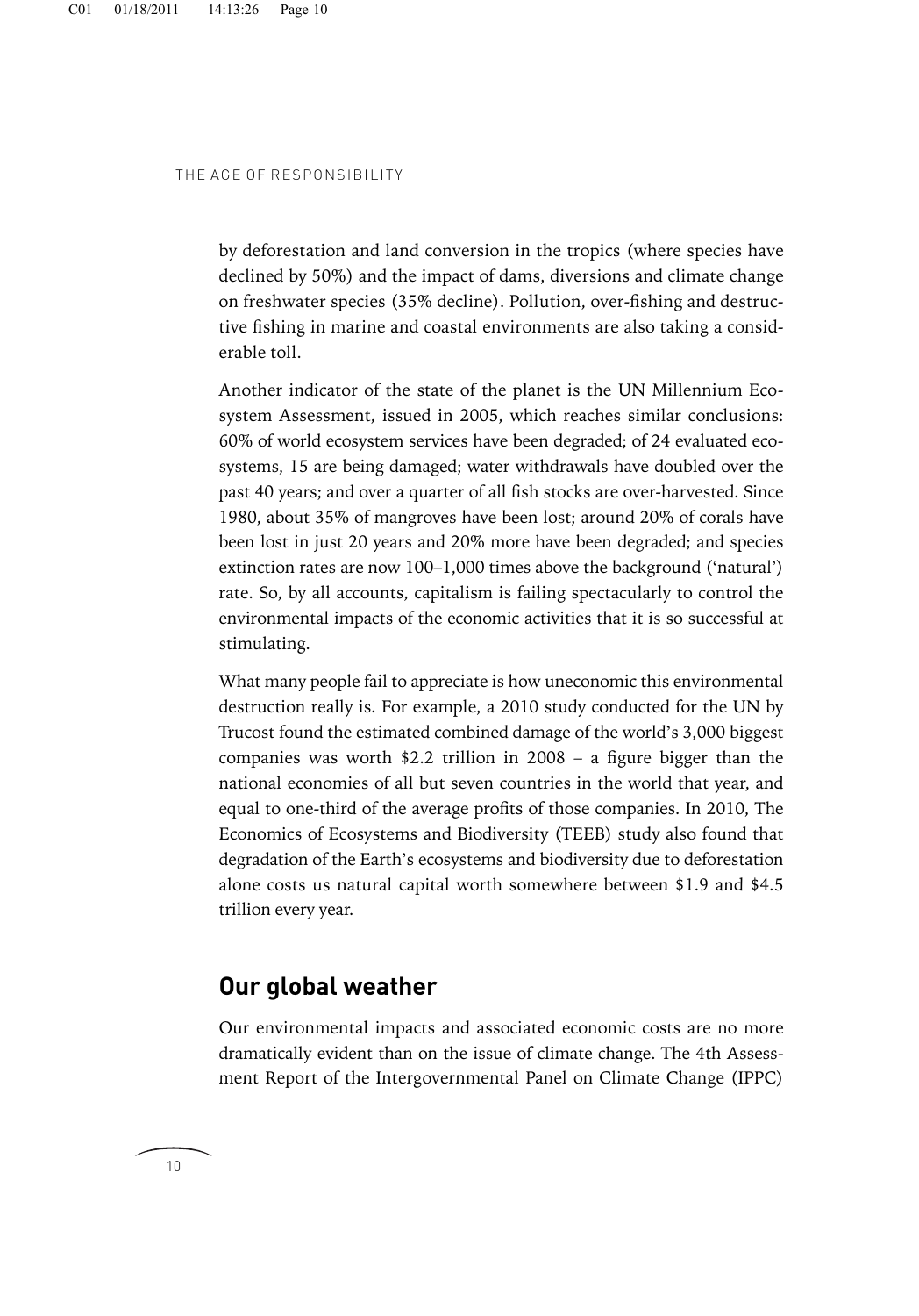by deforestation and land conversion in the tropics (where species have declined by 50%) and the impact of dams, diversions and climate change on freshwater species (35% decline). Pollution, over-fishing and destructive fishing in marine and coastal environments are also taking a considerable toll.

Another indicator of the state of the planet is the UN Millennium Ecosystem Assessment, issued in 2005, which reaches similar conclusions: 60% of world ecosystem services have been degraded; of 24 evaluated ecosystems, 15 are being damaged; water withdrawals have doubled over the past 40 years; and over a quarter of all fish stocks are over-harvested. Since 1980, about 35% of mangroves have been lost; around 20% of corals have been lost in just 20 years and 20% more have been degraded; and species extinction rates are now 100–1,000 times above the background ('natural') rate. So, by all accounts, capitalism is failing spectacularly to control the environmental impacts of the economic activities that it is so successful at stimulating.

What many people fail to appreciate is how uneconomic this environmental destruction really is. For example, a 2010 study conducted for the UN by Trucost found the estimated combined damage of the world's 3,000 biggest companies was worth $2.2 trillion in 2008 – a figure bigger than the national economies of all but seven countries in the world that year, and equal to one-third of the average profits of those companies. In 2010, The Economics of Ecosystems and Biodiversity (TEEB) study also found that degradation of the Earth's ecosystems and biodiversity due to deforestation alone costs us natural capital worth somewhere between $1.9 and $4.5 trillion every year.

## Our global weather

Our environmental impacts and associated economic costs are no more dramatically evident than on the issue of climate change. The 4th Assessment Report of the Intergovernmental Panel on Climate Change (IPPC)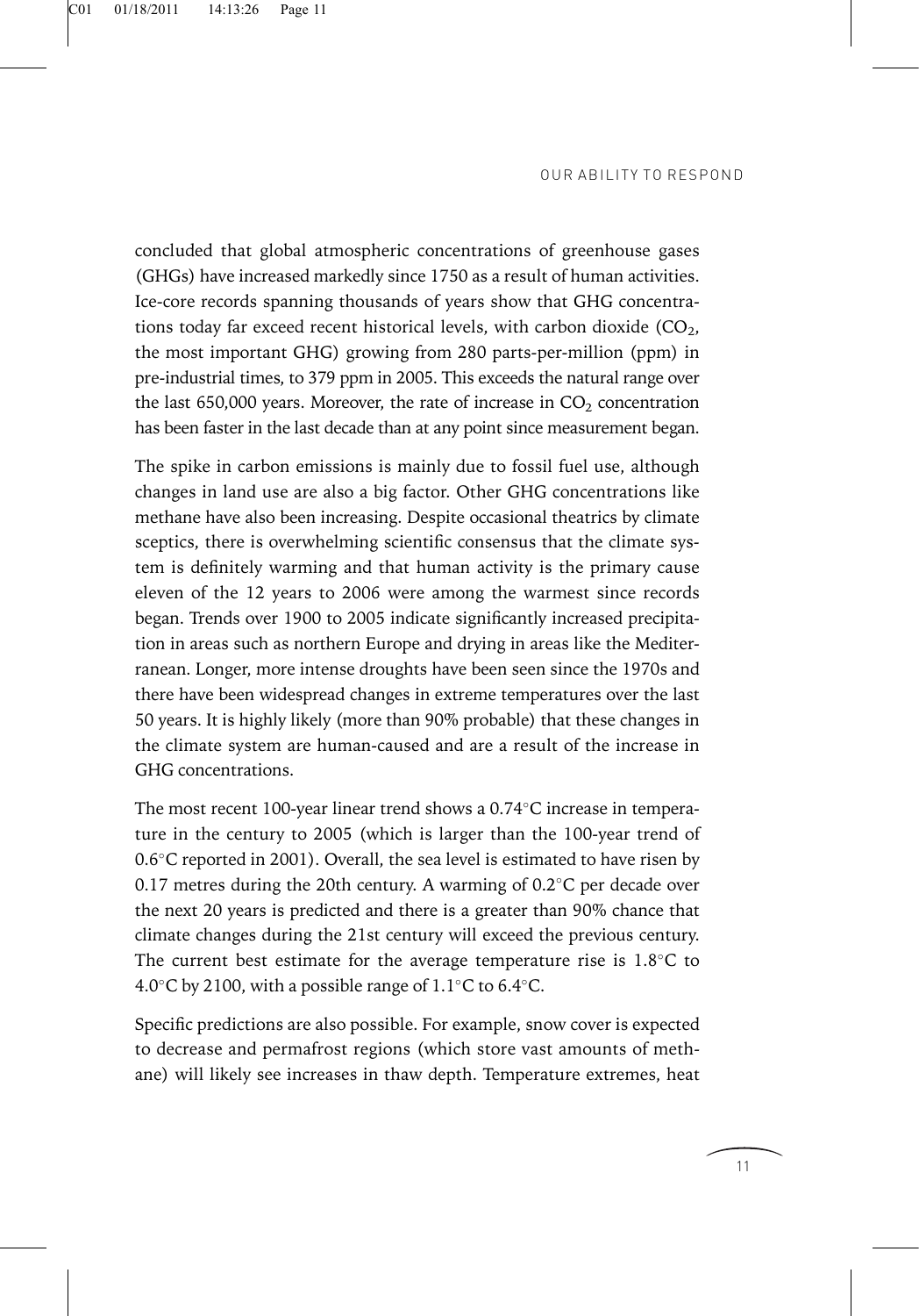concluded that global atmospheric concentrations of greenhouse gases (GHGs) have increased markedly since 1750 as a result of human activities. Ice-core records spanning thousands of years show that GHG concentrations today far exceed recent historical levels, with carbon dioxide ($CO_2$, the most important GHG) growing from 280 parts-per-million (ppm) in pre-industrial times, to 379 ppm in 2005. This exceeds the natural range over the last 650,000 years. Moreover, the rate of increase in $CO_2$ concentration has been faster in the last decade than at any point since measurement began.

The spike in carbon emissions is mainly due to fossil fuel use, although changes in land use are also a big factor. Other GHG concentrations like methane have also been increasing. Despite occasional theatrics by climate sceptics, there is overwhelming scientific consensus that the climate system is definitely warming and that human activity is the primary cause eleven of the 12 years to 2006 were among the warmest since records began. Trends over 1900 to 2005 indicate significantly increased precipitation in areas such as northern Europe and drying in areas like the Mediterranean. Longer, more intense droughts have been seen since the 1970s and there have been widespread changes in extreme temperatures over the last 50 years. It is highly likely (more than 90% probable) that these changes in the climate system are human-caused and are a result of the increase in GHG concentrations.

The most recent 100-year linear trend shows a 0.74°C increase in temperature in the century to 2005 (which is larger than the 100-year trend of 0.6°C reported in 2001). Overall, the sea level is estimated to have risen by 0.17 metres during the 20th century. A warming of 0.2°C per decade over the next 20 years is predicted and there is a greater than 90% chance that climate changes during the 21st century will exceed the previous century. The current best estimate for the average temperature rise is 1.8°C to 4.0°C by 2100, with a possible range of 1.1°C to 6.4°C.

Specific predictions are also possible. For example, snow cover is expected to decrease and permafrost regions (which store vast amounts of methane) will likely see increases in thaw depth. Temperature extremes, heat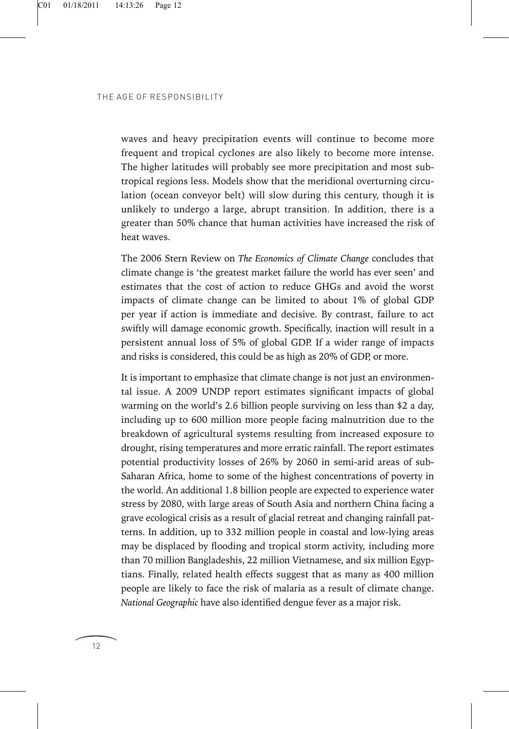waves and heavy precipitation events will continue to become more frequent and tropical cyclones are also likely to become more intense. The higher latitudes will probably see more precipitation and most subtropical regions less. Models show that the meridional overturning circulation (ocean conveyor belt) will slow during this century, though it is unlikely to undergo a large, abrupt transition. In addition, there is a greater than 50% chance that human activities have increased the risk of heat waves.

The 2006 Stern Review on *The Economics of Climate Change* concludes that climate change is 'the greatest market failure the world has ever seen' and estimates that the cost of action to reduce GHGs and avoid the worst impacts of climate change can be limited to about 1% of global GDP per year if action is immediate and decisive. By contrast, failure to act swiftly will damage economic growth. Specifically, inaction will result in a persistent annual loss of 5% of global GDP. If a wider range of impacts and risks is considered, this could be as high as 20% of GDP, or more.

It is important to emphasize that climate change is not just an environmental issue. A 2009 UNDP report estimates significant impacts of global warming on the world's 2.6 billion people surviving on less than $2 a day, including up to 600 million more people facing malnutrition due to the breakdown of agricultural systems resulting from increased exposure to drought, rising temperatures and more erratic rainfall. The report estimates potential productivity losses of 26% by 2060 in semi-arid areas of sub-Saharan Africa, home to some of the highest concentrations of poverty in the world. An additional 1.8 billion people are expected to experience water stress by 2080, with large areas of South Asia and northern China facing a grave ecological crisis as a result of glacial retreat and changing rainfall patterns. In addition, up to 332 million people in coastal and low-lying areas may be displaced by flooding and tropical storm activity, including more than 70 million Bangladeshis, 22 million Vietnamese, and six million Egyptians. Finally, related health effects suggest that as many as 400 million people are likely to face the risk of malaria as a result of climate change. *National Geographic* have also identified dengue fever as a major risk.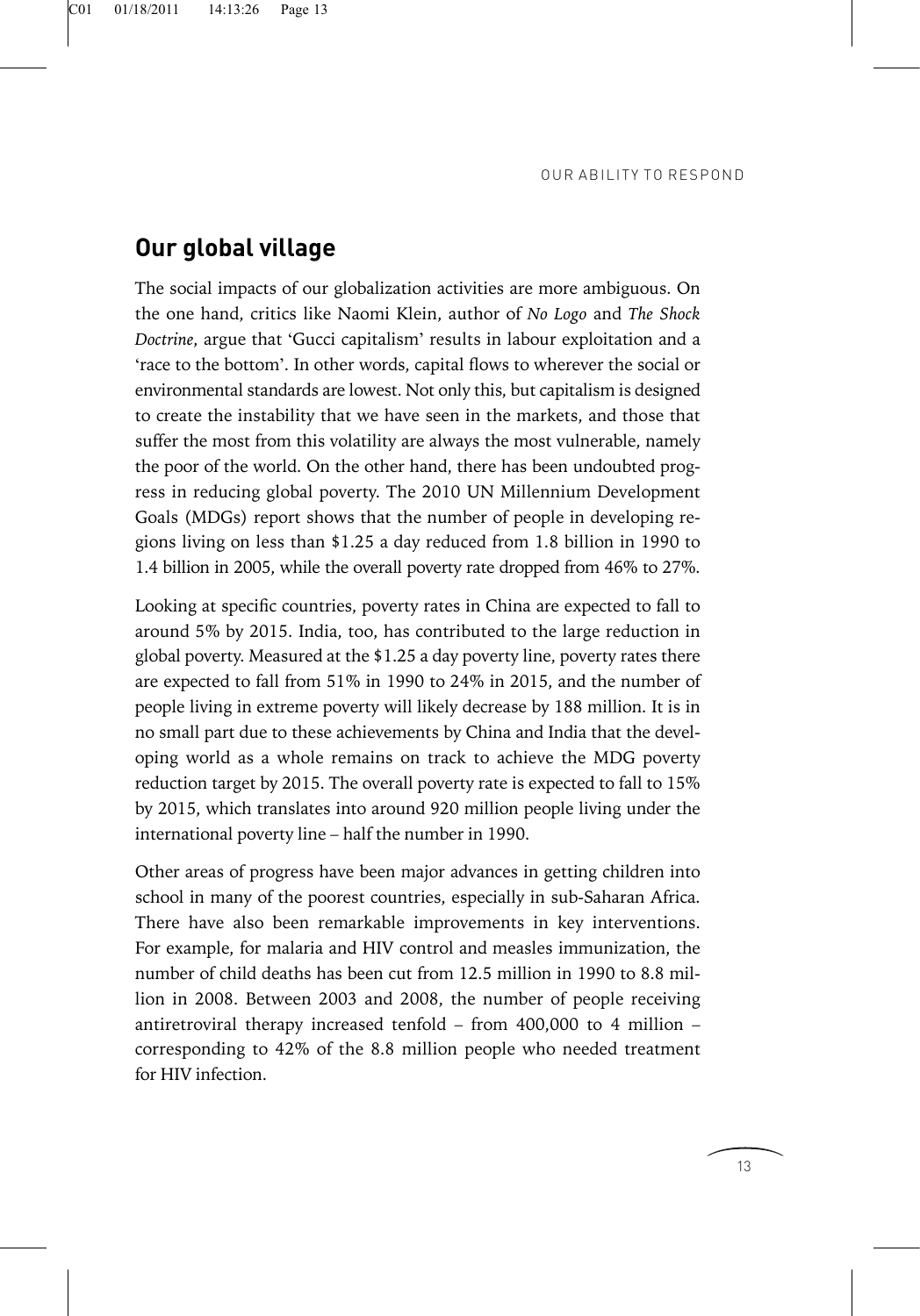## Our global village

The social impacts of our globalization activities are more ambiguous. On the one hand, critics like Naomi Klein, author of *No Logo* and *The Shock Doctrine*, argue that 'Gucci capitalism' results in labour exploitation and a 'race to the bottom'. In other words, capital flows to wherever the social or environmental standards are lowest. Not only this, but capitalism is designed to create the instability that we have seen in the markets, and those that suffer the most from this volatility are always the most vulnerable, namely the poor of the world. On the other hand, there has been undoubted progress in reducing global poverty. The 2010 UN Millennium Development Goals (MDGs) report shows that the number of people in developing regions living on less than $1.25 a day reduced from 1.8 billion in 1990 to 1.4 billion in 2005, while the overall poverty rate dropped from 46% to 27%.

Looking at specific countries, poverty rates in China are expected to fall to around 5% by 2015. India, too, has contributed to the large reduction in global poverty. Measured at the $1.25 a day poverty line, poverty rates there are expected to fall from 51% in 1990 to 24% in 2015, and the number of people living in extreme poverty will likely decrease by 188 million. It is in no small part due to these achievements by China and India that the developing world as a whole remains on track to achieve the MDG poverty reduction target by 2015. The overall poverty rate is expected to fall to 15% by 2015, which translates into around 920 million people living under the international poverty line – half the number in 1990.

Other areas of progress have been major advances in getting children into school in many of the poorest countries, especially in sub-Saharan Africa. There have also been remarkable improvements in key interventions. For example, for malaria and HIV control and measles immunization, the number of child deaths has been cut from 12.5 million in 1990 to 8.8 million in 2008. Between 2003 and 2008, the number of people receiving antiretroviral therapy increased tenfold – from 400,000 to 4 million – corresponding to 42% of the 8.8 million people who needed treatment for HIV infection.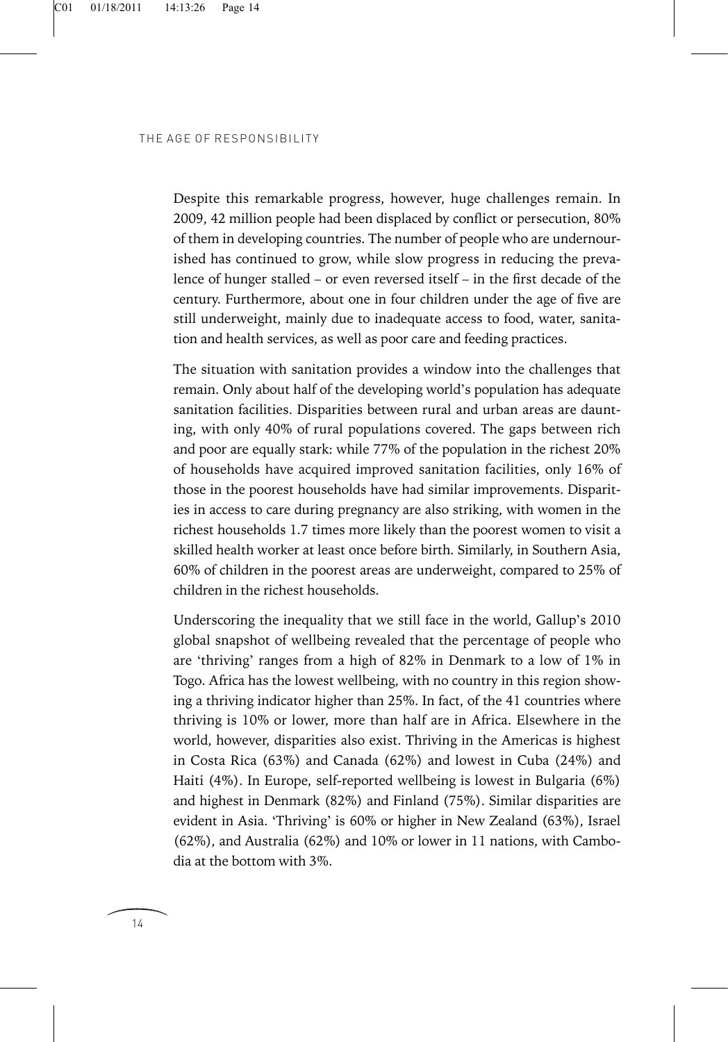Despite this remarkable progress, however, huge challenges remain. In 2009, 42 million people had been displaced by conflict or persecution, 80% of them in developing countries. The number of people who are undernourished has continued to grow, while slow progress in reducing the prevalence of hunger stalled – or even reversed itself – in the first decade of the century. Furthermore, about one in four children under the age of five are still underweight, mainly due to inadequate access to food, water, sanitation and health services, as well as poor care and feeding practices.

The situation with sanitation provides a window into the challenges that remain. Only about half of the developing world's population has adequate sanitation facilities. Disparities between rural and urban areas are daunting, with only 40% of rural populations covered. The gaps between rich and poor are equally stark: while 77% of the population in the richest 20% of households have acquired improved sanitation facilities, only 16% of those in the poorest households have had similar improvements. Disparities in access to care during pregnancy are also striking, with women in the richest households 1.7 times more likely than the poorest women to visit a skilled health worker at least once before birth. Similarly, in Southern Asia, 60% of children in the poorest areas are underweight, compared to 25% of children in the richest households.

Underscoring the inequality that we still face in the world, Gallup's 2010 global snapshot of wellbeing revealed that the percentage of people who are 'thriving' ranges from a high of 82% in Denmark to a low of 1% in Togo. Africa has the lowest wellbeing, with no country in this region showing a thriving indicator higher than 25%. In fact, of the 41 countries where thriving is 10% or lower, more than half are in Africa. Elsewhere in the world, however, disparities also exist. Thriving in the Americas is highest in Costa Rica (63%) and Canada (62%) and lowest in Cuba (24%) and Haiti (4%). In Europe, self-reported wellbeing is lowest in Bulgaria (6%) and highest in Denmark (82%) and Finland (75%). Similar disparities are evident in Asia. 'Thriving' is 60% or higher in New Zealand (63%), Israel (62%), and Australia (62%) and 10% or lower in 11 nations, with Cambodia at the bottom with 3%.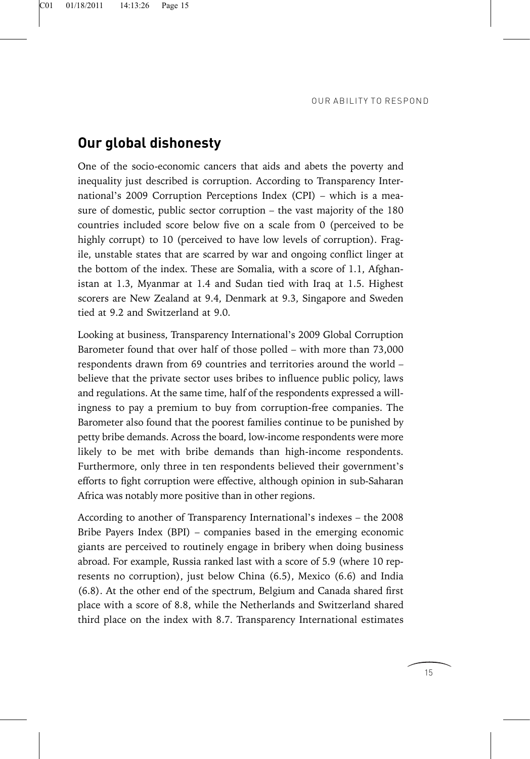## Our global dishonesty

One of the socio-economic cancers that aids and abets the poverty and inequality just described is corruption. According to Transparency International's 2009 Corruption Perceptions Index (CPI) – which is a measure of domestic, public sector corruption – the vast majority of the 180 countries included score below five on a scale from 0 (perceived to be highly corrupt) to 10 (perceived to have low levels of corruption). Fragile, unstable states that are scarred by war and ongoing conflict linger at the bottom of the index. These are Somalia, with a score of 1.1, Afghanistan at 1.3, Myanmar at 1.4 and Sudan tied with Iraq at 1.5. Highest scorers are New Zealand at 9.4, Denmark at 9.3, Singapore and Sweden tied at 9.2 and Switzerland at 9.0.

Looking at business, Transparency International's 2009 Global Corruption Barometer found that over half of those polled – with more than 73,000 respondents drawn from 69 countries and territories around the world – believe that the private sector uses bribes to influence public policy, laws and regulations. At the same time, half of the respondents expressed a willingness to pay a premium to buy from corruption-free companies. The Barometer also found that the poorest families continue to be punished by petty bribe demands. Across the board, low-income respondents were more likely to be met with bribe demands than high-income respondents. Furthermore, only three in ten respondents believed their government's efforts to fight corruption were effective, although opinion in sub-Saharan Africa was notably more positive than in other regions.

According to another of Transparency International's indexes – the 2008 Bribe Payers Index (BPI) – companies based in the emerging economic giants are perceived to routinely engage in bribery when doing business abroad. For example, Russia ranked last with a score of 5.9 (where 10 represents no corruption), just below China (6.5), Mexico (6.6) and India (6.8). At the other end of the spectrum, Belgium and Canada shared first place with a score of 8.8, while the Netherlands and Switzerland shared third place on the index with 8.7. Transparency International estimates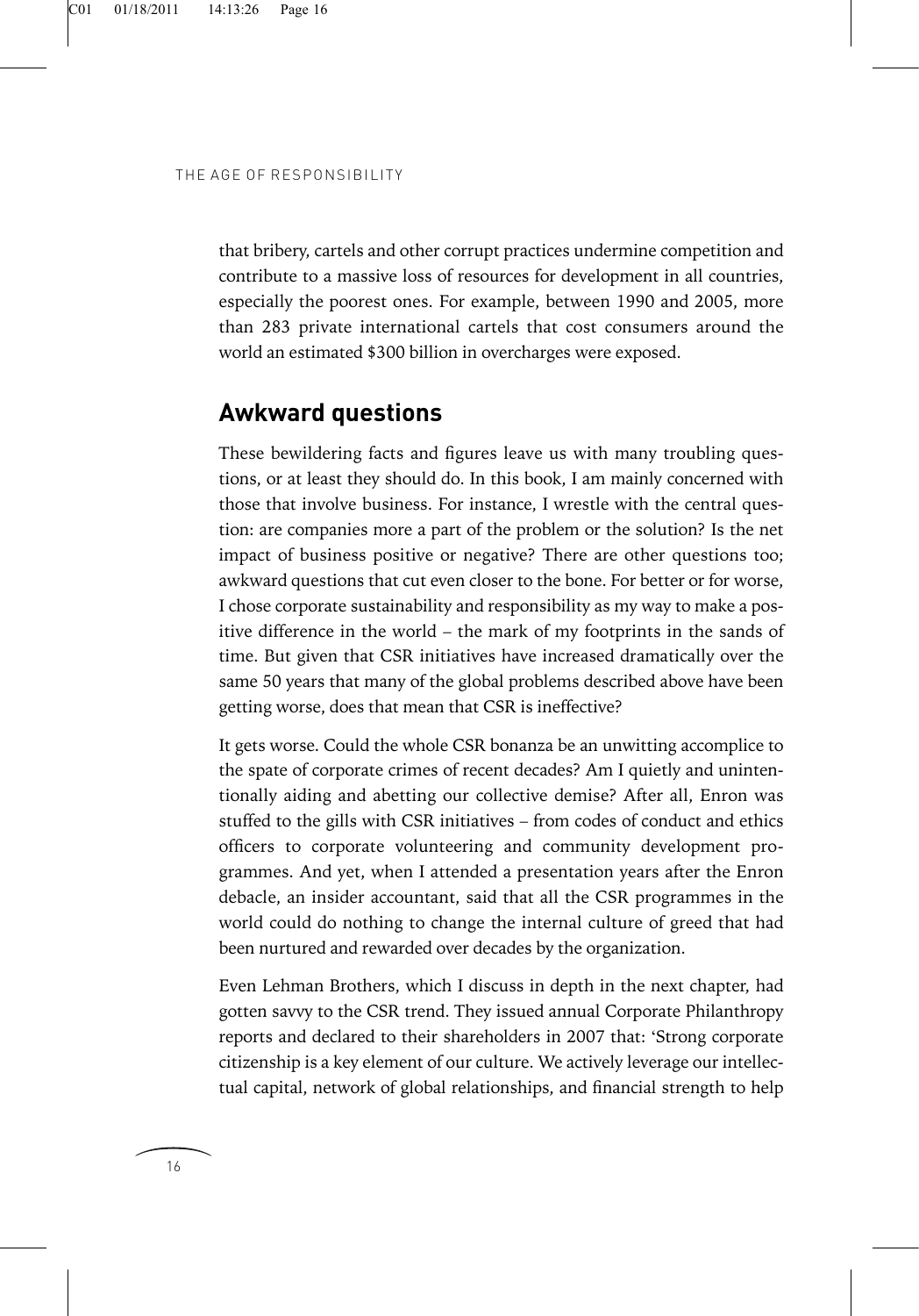that bribery, cartels and other corrupt practices undermine competition and contribute to a massive loss of resources for development in all countries, especially the poorest ones. For example, between 1990 and 2005, more than 283 private international cartels that cost consumers around the world an estimated $300 billion in overcharges were exposed.

## Awkward questions

These bewildering facts and figures leave us with many troubling questions, or at least they should do. In this book, I am mainly concerned with those that involve business. For instance, I wrestle with the central question: are companies more a part of the problem or the solution? Is the net impact of business positive or negative? There are other questions too; awkward questions that cut even closer to the bone. For better or for worse, I chose corporate sustainability and responsibility as my way to make a positive difference in the world – the mark of my footprints in the sands of time. But given that CSR initiatives have increased dramatically over the same 50 years that many of the global problems described above have been getting worse, does that mean that CSR is ineffective?

It gets worse. Could the whole CSR bonanza be an unwitting accomplice to the spate of corporate crimes of recent decades? Am I quietly and unintentionally aiding and abetting our collective demise? After all, Enron was stuffed to the gills with CSR initiatives – from codes of conduct and ethics officers to corporate volunteering and community development programmes. And yet, when I attended a presentation years after the Enron debacle, an insider accountant, said that all the CSR programmes in the world could do nothing to change the internal culture of greed that had been nurtured and rewarded over decades by the organization.

Even Lehman Brothers, which I discuss in depth in the next chapter, had gotten savvy to the CSR trend. They issued annual Corporate Philanthropy reports and declared to their shareholders in 2007 that: 'Strong corporate citizenship is a key element of our culture. We actively leverage our intellectual capital, network of global relationships, and financial strength to help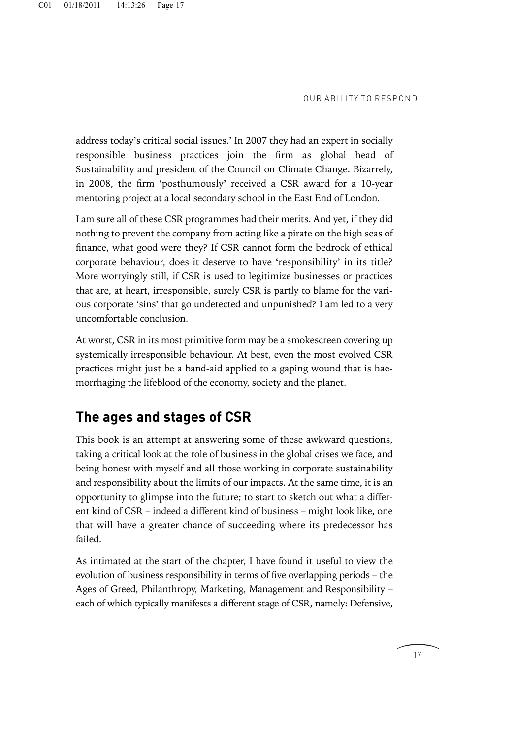address today's critical social issues.' In 2007 they had an expert in socially responsible business practices join the firm as global head of Sustainability and president of the Council on Climate Change. Bizarrely, in 2008, the firm 'posthumously' received a CSR award for a 10-year mentoring project at a local secondary school in the East End of London.

I am sure all of these CSR programmes had their merits. And yet, if they did nothing to prevent the company from acting like a pirate on the high seas of finance, what good were they? If CSR cannot form the bedrock of ethical corporate behaviour, does it deserve to have 'responsibility' in its title? More worryingly still, if CSR is used to legitimize businesses or practices that are, at heart, irresponsible, surely CSR is partly to blame for the various corporate 'sins' that go undetected and unpunished? I am led to a very uncomfortable conclusion.

At worst, CSR in its most primitive form may be a smokescreen covering up systemically irresponsible behaviour. At best, even the most evolved CSR practices might just be a band-aid applied to a gaping wound that is haemorrhaging the lifeblood of the economy, society and the planet.

## The ages and stages of CSR

This book is an attempt at answering some of these awkward questions, taking a critical look at the role of business in the global crises we face, and being honest with myself and all those working in corporate sustainability and responsibility about the limits of our impacts. At the same time, it is an opportunity to glimpse into the future; to start to sketch out what a different kind of CSR – indeed a different kind of business – might look like, one that will have a greater chance of succeeding where its predecessor has failed.

As intimated at the start of the chapter, I have found it useful to view the evolution of business responsibility in terms of five overlapping periods – the Ages of Greed, Philanthropy, Marketing, Management and Responsibility – each of which typically manifests a different stage of CSR, namely: Defensive,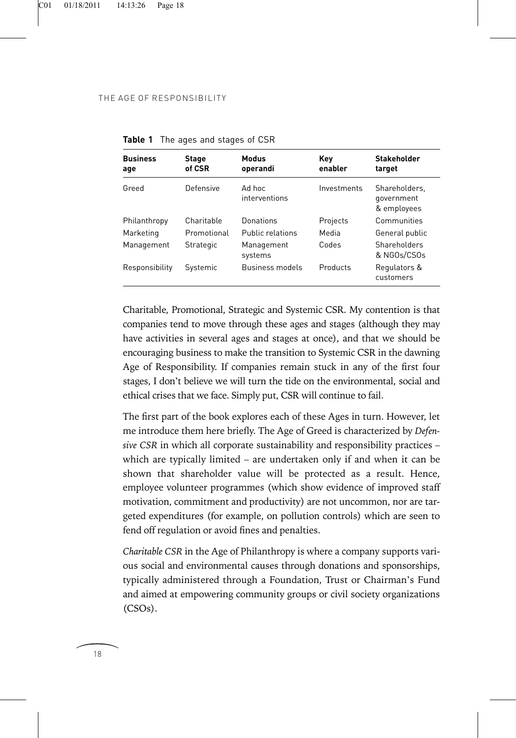**Table 1** The ages and stages of CSR

| Business age | Stage of CSR | Modus operandi | Key enabler | Stakeholder target |
| --- | --- | --- | --- | --- |
| Greed | Defensive | Ad hoc interventions | Investments | Shareholders, government & employees |
| Philanthropy | Charitable | Donations | Projects | Communities |
| Marketing | Promotional | Public relations | Media | General public |
| Management | Strategic | Management systems | Codes | Shareholders & NGOs/CSOs |
| Responsibility | Systemic | Business models | Products | Regulators & customers |

Charitable, Promotional, Strategic and Systemic CSR. My contention is that companies tend to move through these ages and stages (although they may have activities in several ages and stages at once), and that we should be encouraging business to make the transition to Systemic CSR in the dawning Age of Responsibility. If companies remain stuck in any of the first four stages, I don't believe we will turn the tide on the environmental, social and ethical crises that we face. Simply put, CSR will continue to fail.

The first part of the book explores each of these Ages in turn. However, let me introduce them here briefly. The Age of Greed is characterized by *Defensive CSR* in which all corporate sustainability and responsibility practices – which are typically limited – are undertaken only if and when it can be shown that shareholder value will be protected as a result. Hence, employee volunteer programmes (which show evidence of improved staff motivation, commitment and productivity) are not uncommon, nor are targeted expenditures (for example, on pollution controls) which are seen to fend off regulation or avoid fines and penalties.

*Charitable CSR* in the Age of Philanthropy is where a company supports various social and environmental causes through donations and sponsorships, typically administered through a Foundation, Trust or Chairman's Fund and aimed at empowering community groups or civil society organizations (CSOs).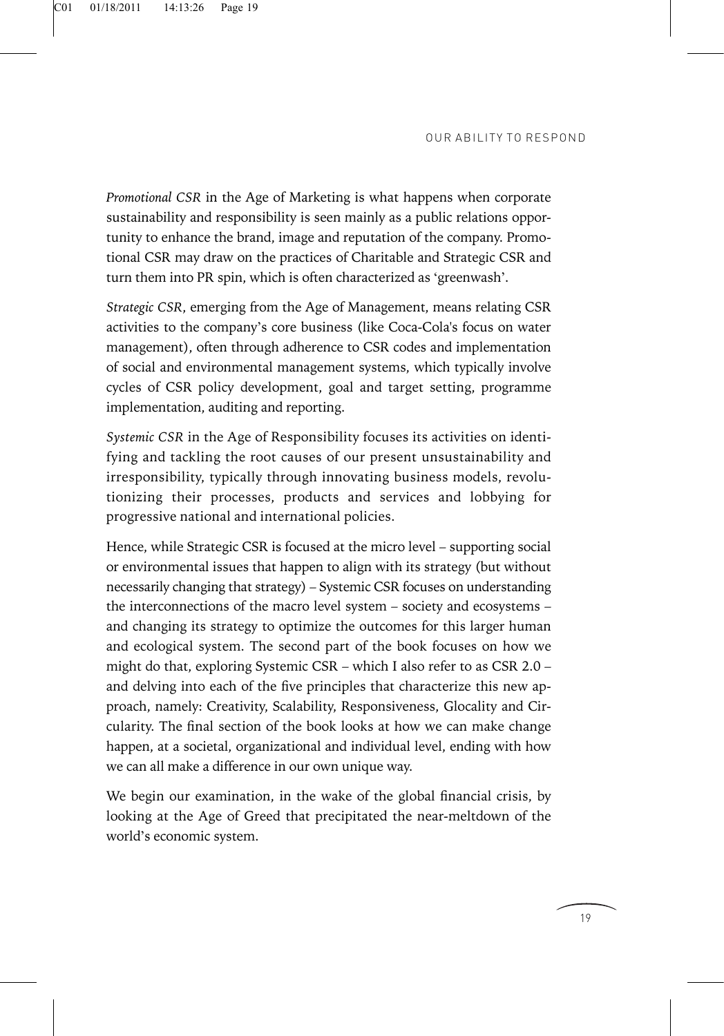*Promotional CSR* in the Age of Marketing is what happens when corporate sustainability and responsibility is seen mainly as a public relations opportunity to enhance the brand, image and reputation of the company. Promotional CSR may draw on the practices of Charitable and Strategic CSR and turn them into PR spin, which is often characterized as 'greenwash'.

*Strategic CSR*, emerging from the Age of Management, means relating CSR activities to the company's core business (like Coca-Cola's focus on water management), often through adherence to CSR codes and implementation of social and environmental management systems, which typically involve cycles of CSR policy development, goal and target setting, programme implementation, auditing and reporting.

*Systemic CSR* in the Age of Responsibility focuses its activities on identifying and tackling the root causes of our present unsustainability and irresponsibility, typically through innovating business models, revolutionizing their processes, products and services and lobbying for progressive national and international policies.

Hence, while Strategic CSR is focused at the micro level – supporting social or environmental issues that happen to align with its strategy (but without necessarily changing that strategy) – Systemic CSR focuses on understanding the interconnections of the macro level system – society and ecosystems – and changing its strategy to optimize the outcomes for this larger human and ecological system. The second part of the book focuses on how we might do that, exploring Systemic CSR – which I also refer to as CSR 2.0 – and delving into each of the five principles that characterize this new approach, namely: Creativity, Scalability, Responsiveness, Glocality and Circularity. The final section of the book looks at how we can make change happen, at a societal, organizational and individual level, ending with how we can all make a difference in our own unique way.

We begin our examination, in the wake of the global financial crisis, by looking at the Age of Greed that precipitated the near-meltdown of the world's economic system.